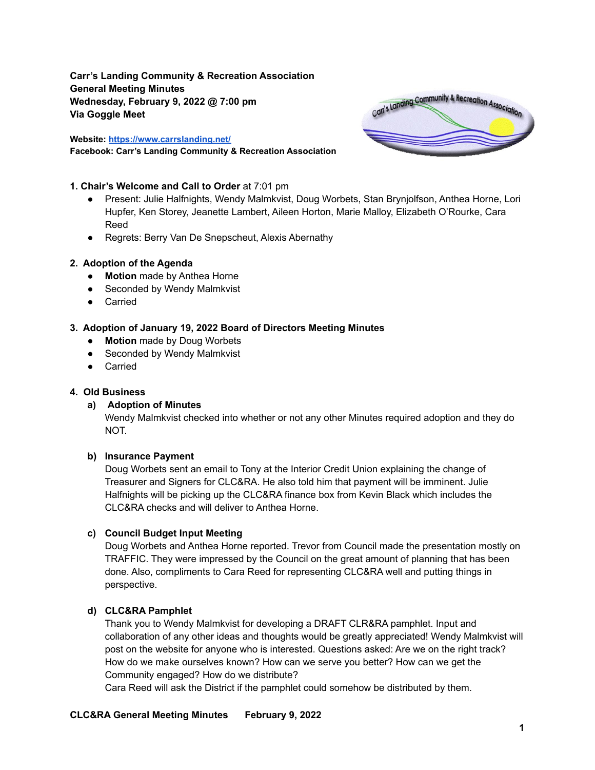**Carr's Landing Community & Recreation Association**
**General Meeting Minutes**
**Wednesday, February 9, 2022 @ 7:00 pm**
**Via Goggle Meet**

**Website: [https://www.carrslanding.net/](https://www.carrslanding.net/)**
**Facebook: Carr's Landing Community & Recreation Association**

**1. Chair's Welcome and Call to Order** at 7:01 pm

- Present: Julie Halfnights, Wendy Malmkvist, Doug Worbets, Stan Brynjolfson, Anthea Horne, Lori Hupfer, Ken Storey, Jeanette Lambert, Aileen Horton, Marie Malloy, Elizabeth O'Rourke, Cara Reed
- Regrets: Berry Van De Snepscheut, Alexis Abernathy

**2. Adoption of the Agenda**

- **Motion** made by Anthea Horne
- Seconded by Wendy Malmkvist
- Carried

**3. Adoption of January 19, 2022 Board of Directors Meeting Minutes**

- **Motion** made by Doug Worbets
- Seconded by Wendy Malmkvist
- Carried

**4. Old Business**

**a) Adoption of Minutes**

Wendy Malmkvist checked into whether or not any other Minutes required adoption and they do NOT.

**b) Insurance Payment**

Doug Worbets sent an email to Tony at the Interior Credit Union explaining the change of Treasurer and Signers for CLC&RA. He also told him that payment will be imminent. Julie Halfnights will be picking up the CLC&RA finance box from Kevin Black which includes the CLC&RA checks and will deliver to Anthea Horne.

**c) Council Budget Input Meeting**

Doug Worbets and Anthea Horne reported. Trevor from Council made the presentation mostly on TRAFFIC. They were impressed by the Council on the great amount of planning that has been done. Also, compliments to Cara Reed for representing CLC&RA well and putting things in perspective.

**d) CLC&RA Pamphlet**

Thank you to Wendy Malmkvist for developing a DRAFT CLR&RA pamphlet. Input and collaboration of any other ideas and thoughts would be greatly appreciated! Wendy Malmkvist will post on the website for anyone who is interested. Questions asked: Are we on the right track? How do we make ourselves known? How can we serve you better? How can we get the Community engaged? How do we distribute?

Cara Reed will ask the District if the pamphlet could somehow be distributed by them.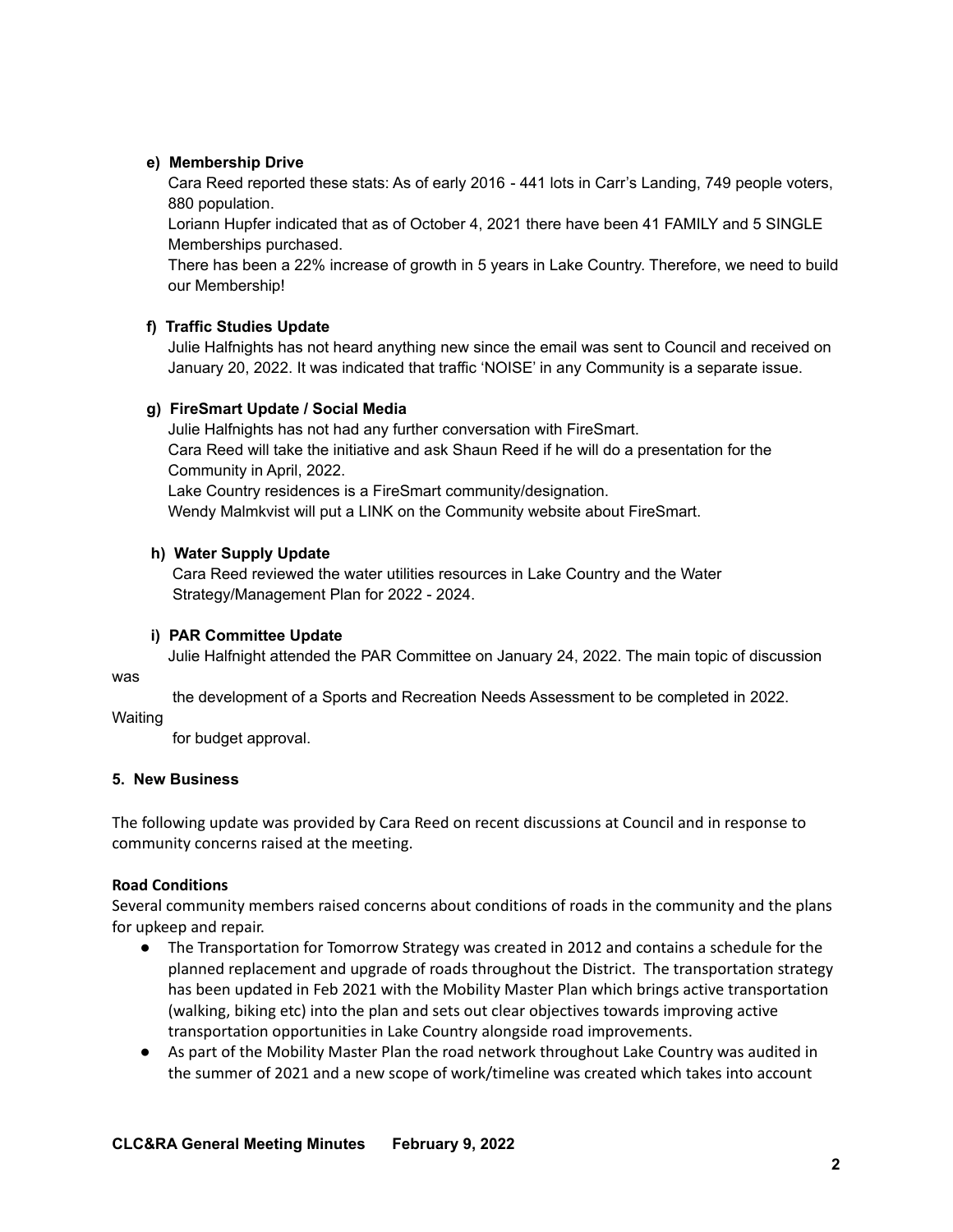**e) Membership Drive**

Cara Reed reported these stats: As of early 2016 - 441 lots in Carr's Landing, 749 people voters, 880 population.

Loriann Hupfer indicated that as of October 4, 2021 there have been 41 FAMILY and 5 SINGLE Memberships purchased.

There has been a 22% increase of growth in 5 years in Lake Country. Therefore, we need to build our Membership!

**f) Traffic Studies Update**

Julie Halfnights has not heard anything new since the email was sent to Council and received on January 20, 2022. It was indicated that traffic 'NOISE' in any Community is a separate issue.

**g) FireSmart Update / Social Media**

Julie Halfnights has not had any further conversation with FireSmart.
Cara Reed will take the initiative and ask Shaun Reed if he will do a presentation for the Community in April, 2022.
Lake Country residences is a FireSmart community/designation.
Wendy Malmkvist will put a LINK on the Community website about FireSmart.

**h) Water Supply Update**

Cara Reed reviewed the water utilities resources in Lake Country and the Water Strategy/Management Plan for 2022 - 2024.

**i) PAR Committee Update**

Julie Halfnight attended the PAR Committee on January 24, 2022. The main topic of discussion was the development of a Sports and Recreation Needs Assessment to be completed in 2022. Waiting for budget approval.

**5. New Business**

The following update was provided by Cara Reed on recent discussions at Council and in response to community concerns raised at the meeting.

**Road Conditions**

Several community members raised concerns about conditions of roads in the community and the plans for upkeep and repair.

- The Transportation for Tomorrow Strategy was created in 2012 and contains a schedule for the planned replacement and upgrade of roads throughout the District. The transportation strategy has been updated in Feb 2021 with the Mobility Master Plan which brings active transportation (walking, biking etc) into the plan and sets out clear objectives towards improving active transportation opportunities in Lake Country alongside road improvements.
- As part of the Mobility Master Plan the road network throughout Lake Country was audited in the summer of 2021 and a new scope of work/timeline was created which takes into account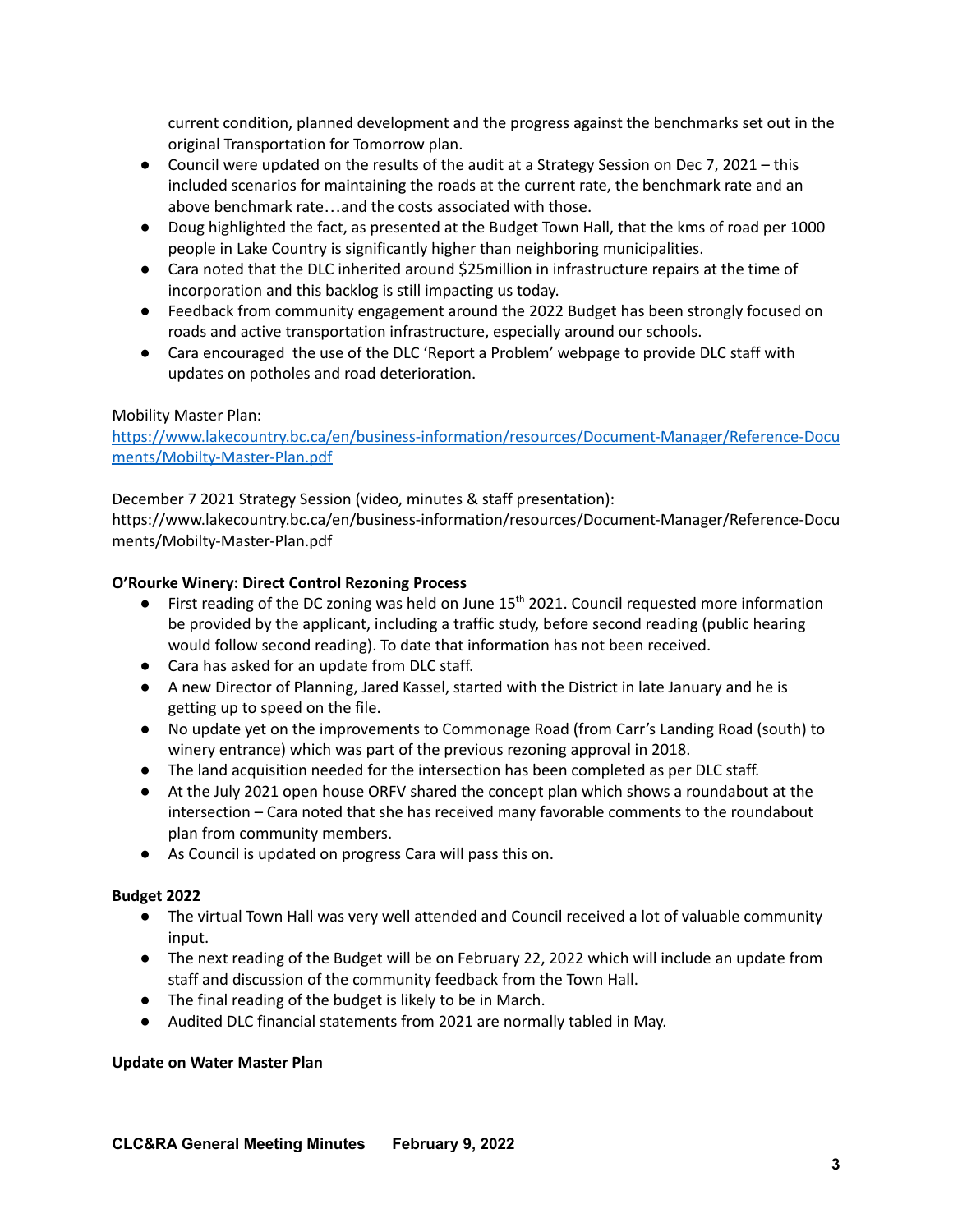current condition, planned development and the progress against the benchmarks set out in the original Transportation for Tomorrow plan.
- Council were updated on the results of the audit at a Strategy Session on Dec 7, 2021 – this included scenarios for maintaining the roads at the current rate, the benchmark rate and an above benchmark rate…and the costs associated with those.
- Doug highlighted the fact, as presented at the Budget Town Hall, that the kms of road per 1000 people in Lake Country is significantly higher than neighboring municipalities.
- Cara noted that the DLC inherited around $25million in infrastructure repairs at the time of incorporation and this backlog is still impacting us today.
- Feedback from community engagement around the 2022 Budget has been strongly focused on roads and active transportation infrastructure, especially around our schools.
- Cara encouraged the use of the DLC 'Report a Problem' webpage to provide DLC staff with updates on potholes and road deterioration.

Mobility Master Plan:
https://www.lakecountry.bc.ca/en/business-information/resources/Document-Manager/Reference-Documents/Mobilty-Master-Plan.pdf

December 7 2021 Strategy Session (video, minutes & staff presentation):
https://www.lakecountry.bc.ca/en/business-information/resources/Document-Manager/Reference-Documents/Mobilty-Master-Plan.pdf

**O'Rourke Winery: Direct Control Rezoning Process**

- First reading of the DC zoning was held on June 15th 2021. Council requested more information be provided by the applicant, including a traffic study, before second reading (public hearing would follow second reading). To date that information has not been received.
- Cara has asked for an update from DLC staff.
- A new Director of Planning, Jared Kassel, started with the District in late January and he is getting up to speed on the file.
- No update yet on the improvements to Commonage Road (from Carr's Landing Road (south) to winery entrance) which was part of the previous rezoning approval in 2018.
- The land acquisition needed for the intersection has been completed as per DLC staff.
- At the July 2021 open house ORFV shared the concept plan which shows a roundabout at the intersection – Cara noted that she has received many favorable comments to the roundabout plan from community members.
- As Council is updated on progress Cara will pass this on.

**Budget 2022**

- The virtual Town Hall was very well attended and Council received a lot of valuable community input.
- The next reading of the Budget will be on February 22, 2022 which will include an update from staff and discussion of the community feedback from the Town Hall.
- The final reading of the budget is likely to be in March.
- Audited DLC financial statements from 2021 are normally tabled in May.

**Update on Water Master Plan**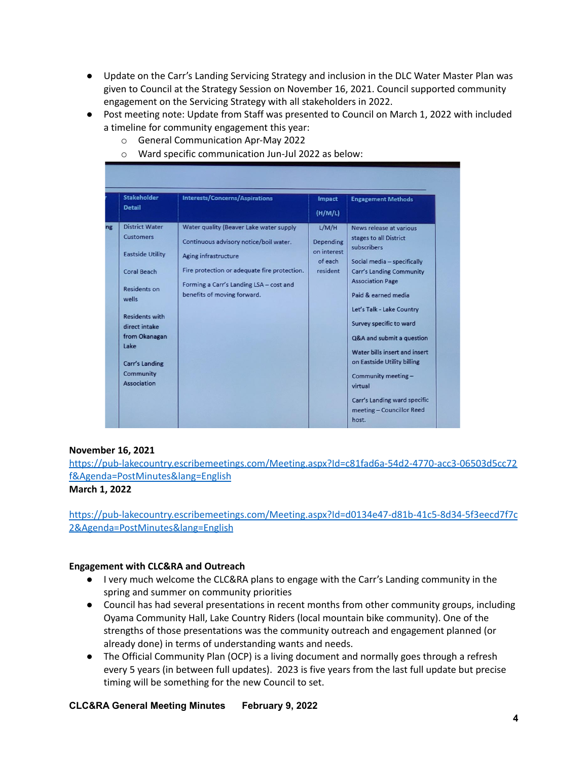- Update on the Carr's Landing Servicing Strategy and inclusion in the DLC Water Master Plan was given to Council at the Strategy Session on November 16, 2021. Council supported community engagement on the Servicing Strategy with all stakeholders in 2022.
- Post meeting note: Update from Staff was presented to Council on March 1, 2022 with included a timeline for community engagement this year:
  - General Communication Apr-May 2022
  - Ward specific communication Jun-Jul 2022 as below:

| | Stakeholder Detail | Interests/Concerns/Aspirations | Impact (H/M/L) | Engagement Methods |
|---|---|---|---|---|
| ng | District Water Customers<br><br>Eastside Utility<br><br>Coral Beach<br><br>Residents on wells<br><br>Residents with direct intake from Okanagan Lake<br><br>Carr's Landing Community Association | Water quality (Beaver Lake water supply<br><br>Continuous advisory notice/boil water.<br><br>Aging infrastructure<br><br>Fire protection or adequate fire protection.<br><br>Forming a Carr's Landing LSA – cost and benefits of moving forward. | L/M/H<br><br>Depending on interest of each resident | News release at various stages to all District subscribers<br><br>Social media – specifically Carr's Landing Community Association Page<br><br>Paid & earned media<br><br>Let's Talk - Lake Country<br><br>Survey specific to ward<br><br>Q&A and submit a question<br><br>Water bills insert and insert on Eastside Utility billing<br><br>Community meeting – virtual<br><br>Carr's Landing ward specific meeting – Councillor Reed host. |

**November 16, 2021**
https://pub-lakecountry.escribemeetings.com/Meeting.aspx?Id=c81fad6a-54d2-4770-acc3-06503d5cc72f&Agenda=PostMinutes&lang=English

**March 1, 2022**

https://pub-lakecountry.escribemeetings.com/Meeting.aspx?Id=d0134e47-d81b-41c5-8d34-5f3eecd7f7c2&Agenda=PostMinutes&lang=English

**Engagement with CLC&RA and Outreach**

- I very much welcome the CLC&RA plans to engage with the Carr's Landing community in the spring and summer on community priorities
- Council has had several presentations in recent months from other community groups, including Oyama Community Hall, Lake Country Riders (local mountain bike community). One of the strengths of those presentations was the community outreach and engagement planned (or already done) in terms of understanding wants and needs.
- The Official Community Plan (OCP) is a living document and normally goes through a refresh every 5 years (in between full updates). 2023 is five years from the last full update but precise timing will be something for the new Council to set.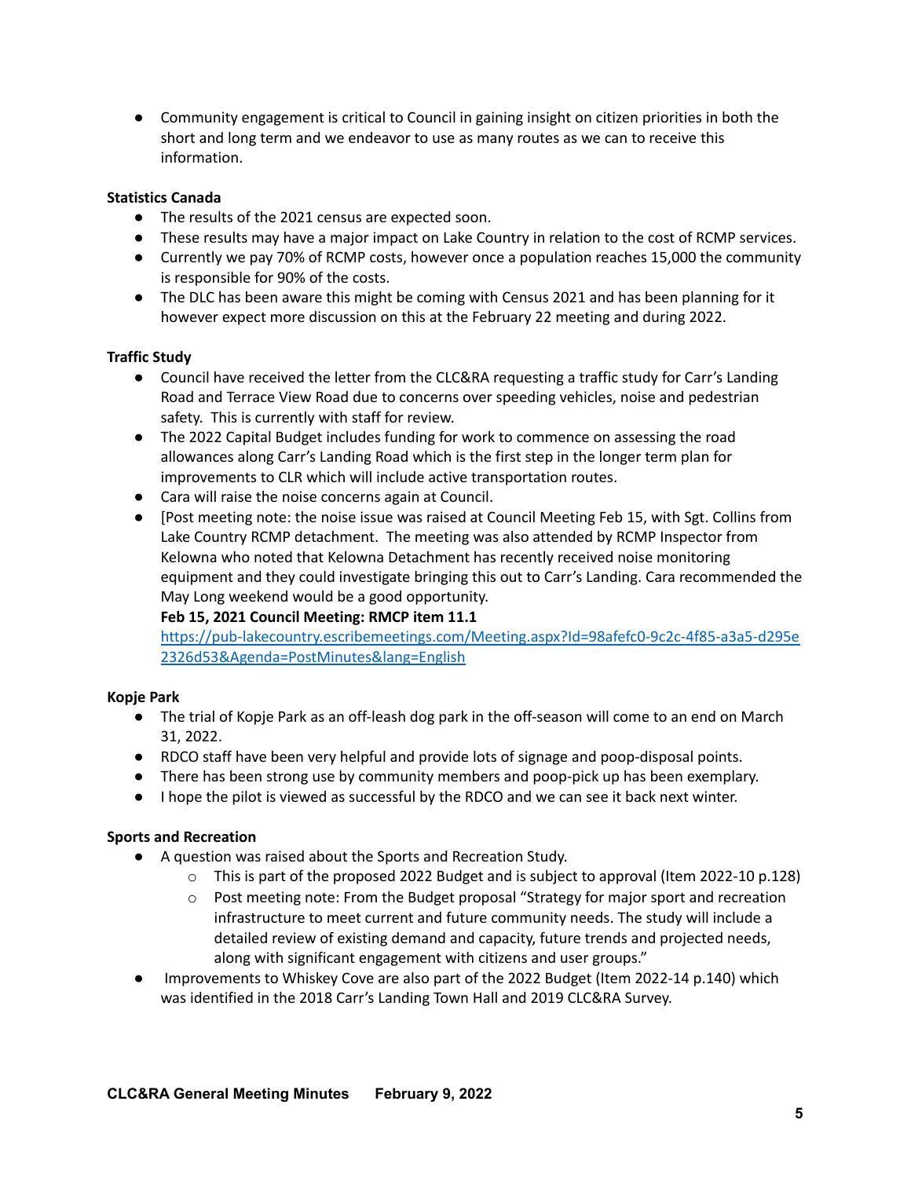- Community engagement is critical to Council in gaining insight on citizen priorities in both the short and long term and we endeavor to use as many routes as we can to receive this information.

**Statistics Canada**

- The results of the 2021 census are expected soon.
- These results may have a major impact on Lake Country in relation to the cost of RCMP services.
- Currently we pay 70% of RCMP costs, however once a population reaches 15,000 the community is responsible for 90% of the costs.
- The DLC has been aware this might be coming with Census 2021 and has been planning for it however expect more discussion on this at the February 22 meeting and during 2022.

**Traffic Study**

- Council have received the letter from the CLC&RA requesting a traffic study for Carr's Landing Road and Terrace View Road due to concerns over speeding vehicles, noise and pedestrian safety. This is currently with staff for review.
- The 2022 Capital Budget includes funding for work to commence on assessing the road allowances along Carr's Landing Road which is the first step in the longer term plan for improvements to CLR which will include active transportation routes.
- Cara will raise the noise concerns again at Council.
- [Post meeting note: the noise issue was raised at Council Meeting Feb 15, with Sgt. Collins from Lake Country RCMP detachment. The meeting was also attended by RCMP Inspector from Kelowna who noted that Kelowna Detachment has recently received noise monitoring equipment and they could investigate bringing this out to Carr's Landing. Cara recommended the May Long weekend would be a good opportunity.

  **Feb 15, 2021 Council Meeting: RMCP item 11.1**
  [https://pub-lakecountry.escribemeetings.com/Meeting.aspx?Id=98afefc0-9c2c-4f85-a3a5-d295e2326d53&Agenda=PostMinutes&lang=English](https://pub-lakecountry.escribemeetings.com/Meeting.aspx?Id=98afefc0-9c2c-4f85-a3a5-d295e2326d53&Agenda=PostMinutes&lang=English)

**Kopje Park**

- The trial of Kopje Park as an off-leash dog park in the off-season will come to an end on March 31, 2022.
- RDCO staff have been very helpful and provide lots of signage and poop-disposal points.
- There has been strong use by community members and poop-pick up has been exemplary.
- I hope the pilot is viewed as successful by the RDCO and we can see it back next winter.

**Sports and Recreation**

- A question was raised about the Sports and Recreation Study.
  - This is part of the proposed 2022 Budget and is subject to approval (Item 2022-10 p.128)
  - Post meeting note: From the Budget proposal "Strategy for major sport and recreation infrastructure to meet current and future community needs. The study will include a detailed review of existing demand and capacity, future trends and projected needs, along with significant engagement with citizens and user groups."
- Improvements to Whiskey Cove are also part of the 2022 Budget (Item 2022-14 p.140) which was identified in the 2018 Carr's Landing Town Hall and 2019 CLC&RA Survey.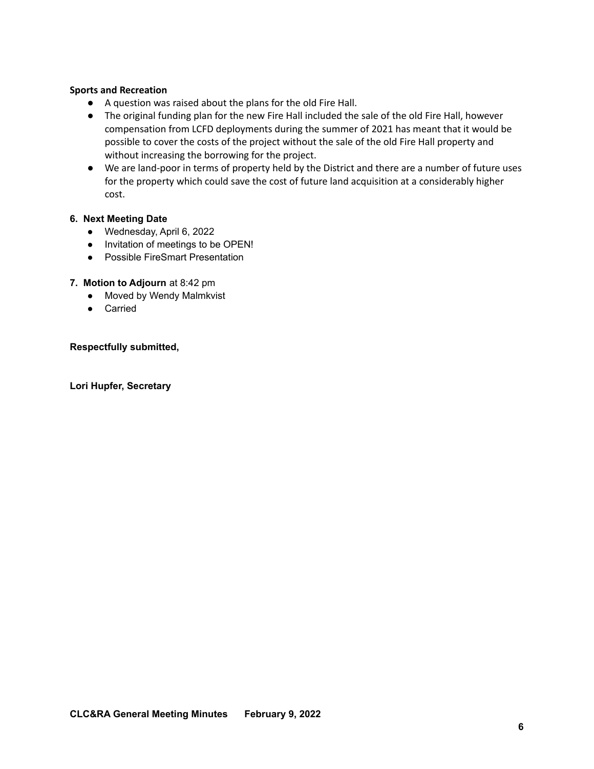**Sports and Recreation**

- A question was raised about the plans for the old Fire Hall.
- The original funding plan for the new Fire Hall included the sale of the old Fire Hall, however compensation from LCFD deployments during the summer of 2021 has meant that it would be possible to cover the costs of the project without the sale of the old Fire Hall property and without increasing the borrowing for the project.
- We are land-poor in terms of property held by the District and there are a number of future uses for the property which could save the cost of future land acquisition at a considerably higher cost.

**6. Next Meeting Date**

- Wednesday, April 6, 2022
- Invitation of meetings to be OPEN!
- Possible FireSmart Presentation

**7. Motion to Adjourn** at 8:42 pm

- Moved by Wendy Malmkvist
- Carried

**Respectfully submitted,**

**Lori Hupfer, Secretary**